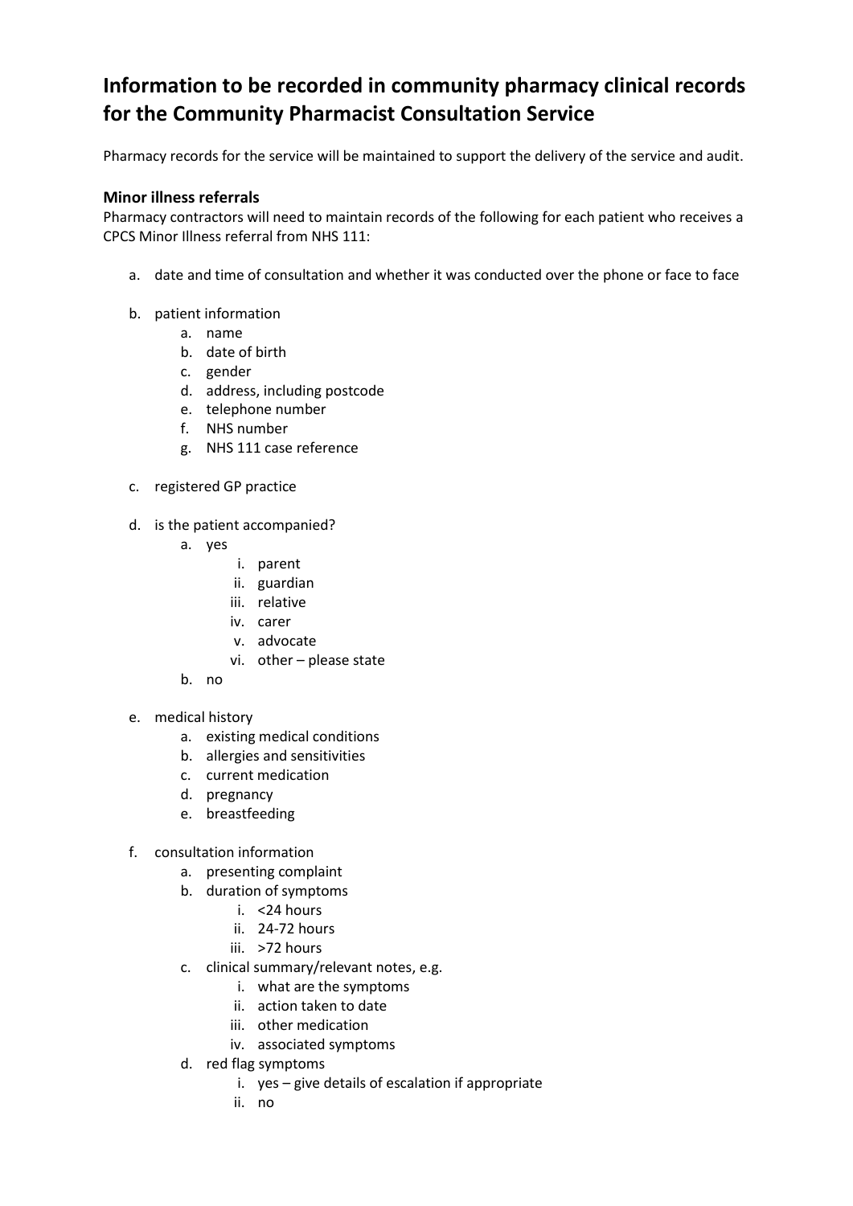# Information to be recorded in community pharmacy clinical records for the Community Pharmacist Consultation Service

Pharmacy records for the service will be maintained to support the delivery of the service and audit.

## Minor illness referrals

Pharmacy contractors will need to maintain records of the following for each patient who receives a CPCS Minor Illness referral from NHS 111:

a. date and time of consultation and whether it was conducted over the phone or face to face

b. patient information
   a. name
   b. date of birth
   c. gender
   d. address, including postcode
   e. telephone number
   f. NHS number
   g. NHS 111 case reference

c. registered GP practice

d. is the patient accompanied?
   a. yes
      i. parent
      ii. guardian
      iii. relative
      iv. carer
      v. advocate
      vi. other – please state
   b. no

e. medical history
   a. existing medical conditions
   b. allergies and sensitivities
   c. current medication
   d. pregnancy
   e. breastfeeding

f. consultation information
   a. presenting complaint
   b. duration of symptoms
      i. <24 hours
      ii. 24-72 hours
      iii. >72 hours
   c. clinical summary/relevant notes, e.g.
      i. what are the symptoms
      ii. action taken to date
      iii. other medication
      iv. associated symptoms
   d. red flag symptoms
      i. yes – give details of escalation if appropriate
      ii. no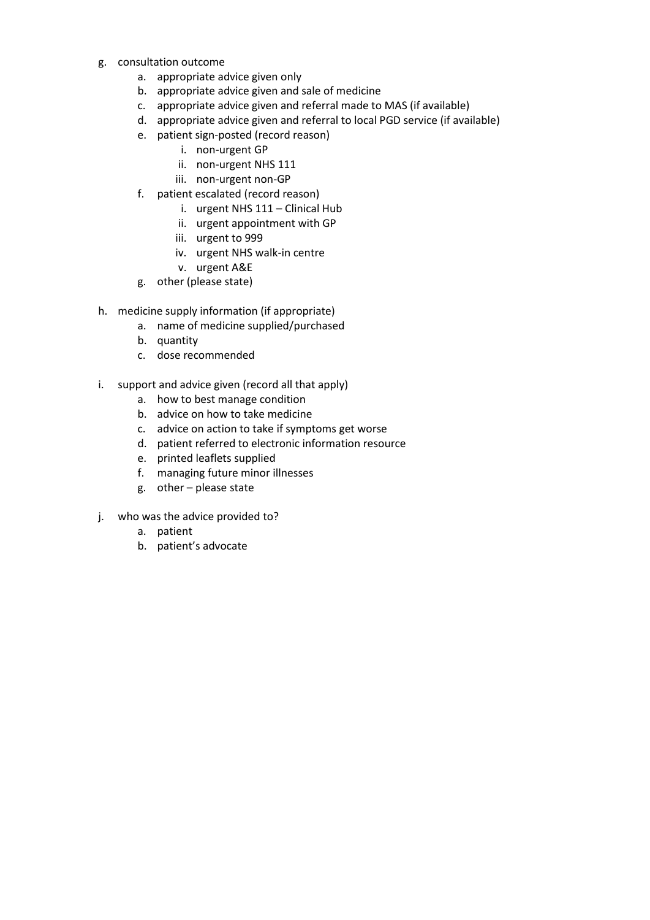g. consultation outcome
    a. appropriate advice given only
    b. appropriate advice given and sale of medicine
    c. appropriate advice given and referral made to MAS (if available)
    d. appropriate advice given and referral to local PGD service (if available)
    e. patient sign-posted (record reason)
        i. non-urgent GP
        ii. non-urgent NHS 111
        iii. non-urgent non-GP
    f. patient escalated (record reason)
        i. urgent NHS 111 – Clinical Hub
        ii. urgent appointment with GP
        iii. urgent to 999
        iv. urgent NHS walk-in centre
        v. urgent A&E
    g. other (please state)

h. medicine supply information (if appropriate)
    a. name of medicine supplied/purchased
    b. quantity
    c. dose recommended

i. support and advice given (record all that apply)
    a. how to best manage condition
    b. advice on how to take medicine
    c. advice on action to take if symptoms get worse
    d. patient referred to electronic information resource
    e. printed leaflets supplied
    f. managing future minor illnesses
    g. other – please state

j. who was the advice provided to?
    a. patient
    b. patient's advocate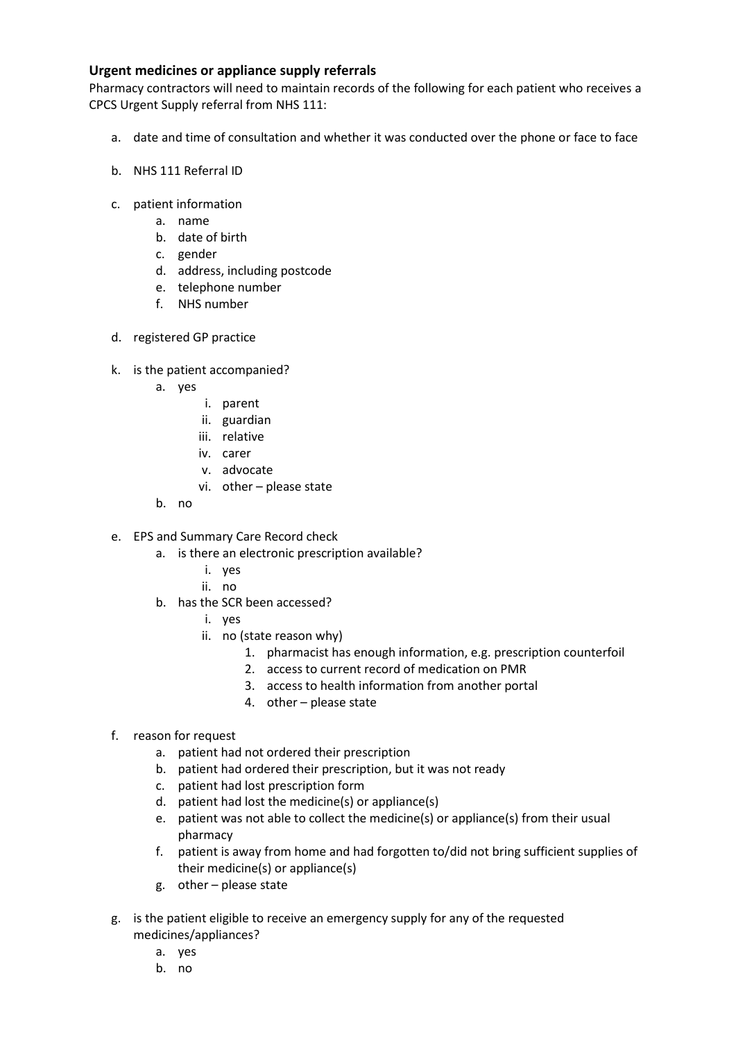**Urgent medicines or appliance supply referrals**

Pharmacy contractors will need to maintain records of the following for each patient who receives a CPCS Urgent Supply referral from NHS 111:

a. date and time of consultation and whether it was conducted over the phone or face to face

b. NHS 111 Referral ID

c. patient information
    a. name
    b. date of birth
    c. gender
    d. address, including postcode
    e. telephone number
    f. NHS number

d. registered GP practice

k. is the patient accompanied?
    a. yes
        i. parent
        ii. guardian
        iii. relative
        iv. carer
        v. advocate
        vi. other – please state
    b. no

e. EPS and Summary Care Record check
    a. is there an electronic prescription available?
        i. yes
        ii. no
    b. has the SCR been accessed?
        i. yes
        ii. no (state reason why)
            1. pharmacist has enough information, e.g. prescription counterfoil
            2. access to current record of medication on PMR
            3. access to health information from another portal
            4. other – please state

f. reason for request
    a. patient had not ordered their prescription
    b. patient had ordered their prescription, but it was not ready
    c. patient had lost prescription form
    d. patient had lost the medicine(s) or appliance(s)
    e. patient was not able to collect the medicine(s) or appliance(s) from their usual pharmacy
    f. patient is away from home and had forgotten to/did not bring sufficient supplies of their medicine(s) or appliance(s)
    g. other – please state

g. is the patient eligible to receive an emergency supply for any of the requested medicines/appliances?
    a. yes
    b. no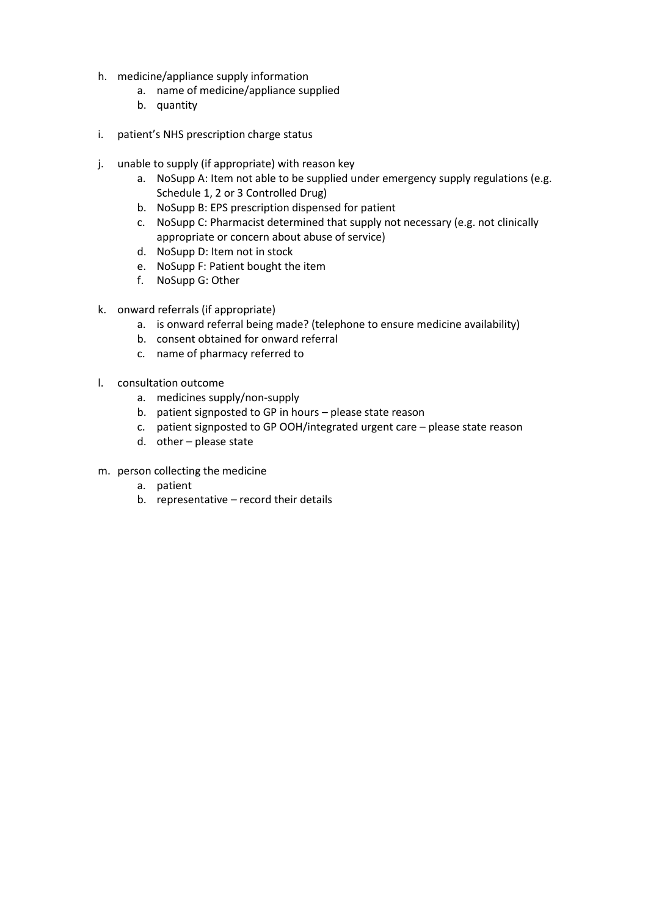h. medicine/appliance supply information
    a. name of medicine/appliance supplied
    b. quantity

i. patient's NHS prescription charge status

j. unable to supply (if appropriate) with reason key
    a. NoSupp A: Item not able to be supplied under emergency supply regulations (e.g. Schedule 1, 2 or 3 Controlled Drug)
    b. NoSupp B: EPS prescription dispensed for patient
    c. NoSupp C: Pharmacist determined that supply not necessary (e.g. not clinically appropriate or concern about abuse of service)
    d. NoSupp D: Item not in stock
    e. NoSupp F: Patient bought the item
    f. NoSupp G: Other

k. onward referrals (if appropriate)
    a. is onward referral being made? (telephone to ensure medicine availability)
    b. consent obtained for onward referral
    c. name of pharmacy referred to

l. consultation outcome
    a. medicines supply/non-supply
    b. patient signposted to GP in hours – please state reason
    c. patient signposted to GP OOH/integrated urgent care – please state reason
    d. other – please state

m. person collecting the medicine
    a. patient
    b. representative – record their details